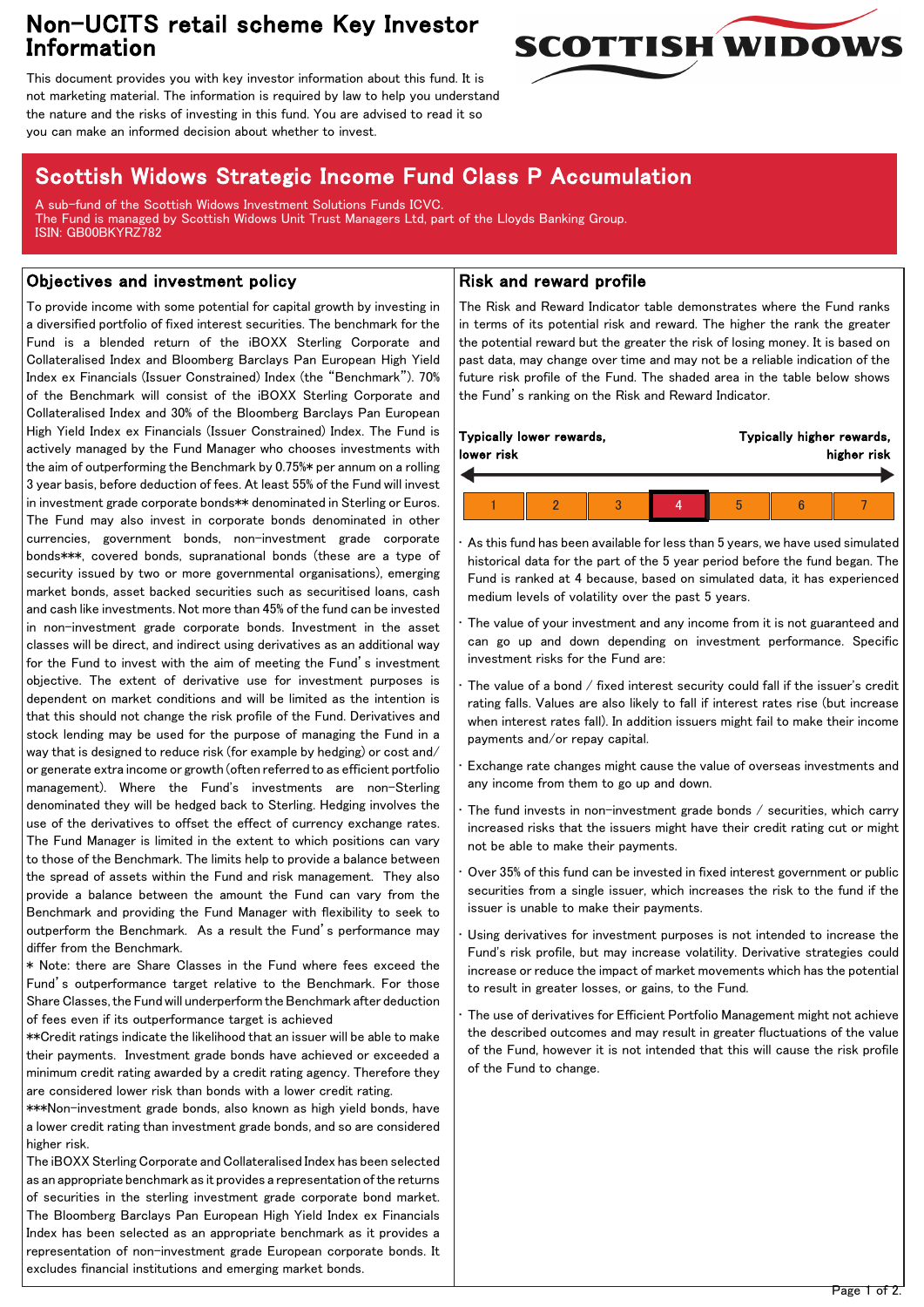# Non-UCITS retail scheme Key Investor Information

This document provides you with key investor information about this fund. It is not marketing material. The information is required by law to help you understand the nature and the risks of investing in this fund. You are advised to read it so you can make an informed decision about whether to invest.

## Scottish Widows Strategic Income Fund Class P Accumulation

A sub-fund of the Scottish Widows Investment Solutions Funds ICVC.
The Fund is managed by Scottish Widows Unit Trust Managers Ltd, part of the Lloyds Banking Group.
ISIN: GB00BKYRZ782

## Objectives and investment policy

To provide income with some potential for capital growth by investing in a diversified portfolio of fixed interest securities. The benchmark for the Fund is a blended return of the iBOXX Sterling Corporate and Collateralised Index and Bloomberg Barclays Pan European High Yield Index ex Financials (Issuer Constrained) Index (the "Benchmark"). 70% of the Benchmark will consist of the iBOXX Sterling Corporate and Collateralised Index and 30% of the Bloomberg Barclays Pan European High Yield Index ex Financials (Issuer Constrained) Index. The Fund is actively managed by the Fund Manager who chooses investments with the aim of outperforming the Benchmark by 0.75%* per annum on a rolling 3 year basis, before deduction of fees. At least 55% of the Fund will invest in investment grade corporate bonds** denominated in Sterling or Euros. The Fund may also invest in corporate bonds denominated in other currencies, government bonds, non-investment grade corporate bonds***, covered bonds, supranational bonds (these are a type of security issued by two or more governmental organisations), emerging market bonds, asset backed securities such as securitised loans, cash and cash like investments. Not more than 45% of the fund can be invested in non-investment grade corporate bonds. Investment in the asset classes will be direct, and indirect using derivatives as an additional way for the Fund to invest with the aim of meeting the Fund's investment objective. The extent of derivative use for investment purposes is dependent on market conditions and will be limited as the intention is that this should not change the risk profile of the Fund. Derivatives and stock lending may be used for the purpose of managing the Fund in a way that is designed to reduce risk (for example by hedging) or cost and/or generate extra income or growth (often referred to as efficient portfolio management). Where the Fund's investments are non-Sterling denominated they will be hedged back to Sterling. Hedging involves the use of the derivatives to offset the effect of currency exchange rates. The Fund Manager is limited in the extent to which positions can vary to those of the Benchmark. The limits help to provide a balance between the spread of assets within the Fund and risk management. They also provide a balance between the amount the Fund can vary from the Benchmark and providing the Fund Manager with flexibility to seek to outperform the Benchmark. As a result the Fund's performance may differ from the Benchmark.

* Note: there are Share Classes in the Fund where fees exceed the Fund's outperformance target relative to the Benchmark. For those Share Classes, the Fund will underperform the Benchmark after deduction of fees even if its outperformance target is achieved

**Credit ratings indicate the likelihood that an issuer will be able to make their payments. Investment grade bonds have achieved or exceeded a minimum credit rating awarded by a credit rating agency. Therefore they are considered lower risk than bonds with a lower credit rating.

***Non-investment grade bonds, also known as high yield bonds, have a lower credit rating than investment grade bonds, and so are considered higher risk.

The iBOXX Sterling Corporate and Collateralised Index has been selected as an appropriate benchmark as it provides a representation of the returns of securities in the sterling investment grade corporate bond market. The Bloomberg Barclays Pan European High Yield Index ex Financials Index has been selected as an appropriate benchmark as it provides a representation of non-investment grade European corporate bonds. It excludes financial institutions and emerging market bonds.

## Risk and reward profile

The Risk and Reward Indicator table demonstrates where the Fund ranks in terms of its potential risk and reward. The higher the rank the greater the potential reward but the greater the risk of losing money. It is based on past data, may change over time and may not be a reliable indication of the future risk profile of the Fund. The shaded area in the table below shows the Fund's ranking on the Risk and Reward Indicator.

**Typically lower rewards, lower risk** ← → **Typically higher rewards, higher risk**

| 1 | 2 | 3 | **4** | 5 | 6 | 7 |
|---|---|---|---|---|---|---|

- As this fund has been available for less than 5 years, we have used simulated historical data for the part of the 5 year period before the fund began. The Fund is ranked at 4 because, based on simulated data, it has experienced medium levels of volatility over the past 5 years.
- The value of your investment and any income from it is not guaranteed and can go up and down depending on investment performance. Specific investment risks for the Fund are:
- The value of a bond / fixed interest security could fall if the issuer's credit rating falls. Values are also likely to fall if interest rates rise (but increase when interest rates fall). In addition issuers might fail to make their income payments and/or repay capital.
- Exchange rate changes might cause the value of overseas investments and any income from them to go up and down.
- The fund invests in non-investment grade bonds / securities, which carry increased risks that the issuers might have their credit rating cut or might not be able to make their payments.
- Over 35% of this fund can be invested in fixed interest government or public securities from a single issuer, which increases the risk to the fund if the issuer is unable to make their payments.
- Using derivatives for investment purposes is not intended to increase the Fund's risk profile, but may increase volatility. Derivative strategies could increase or reduce the impact of market movements which has the potential to result in greater losses, or gains, to the Fund.
- The use of derivatives for Efficient Portfolio Management might not achieve the described outcomes and may result in greater fluctuations of the value of the Fund, however it is not intended that this will cause the risk profile of the Fund to change.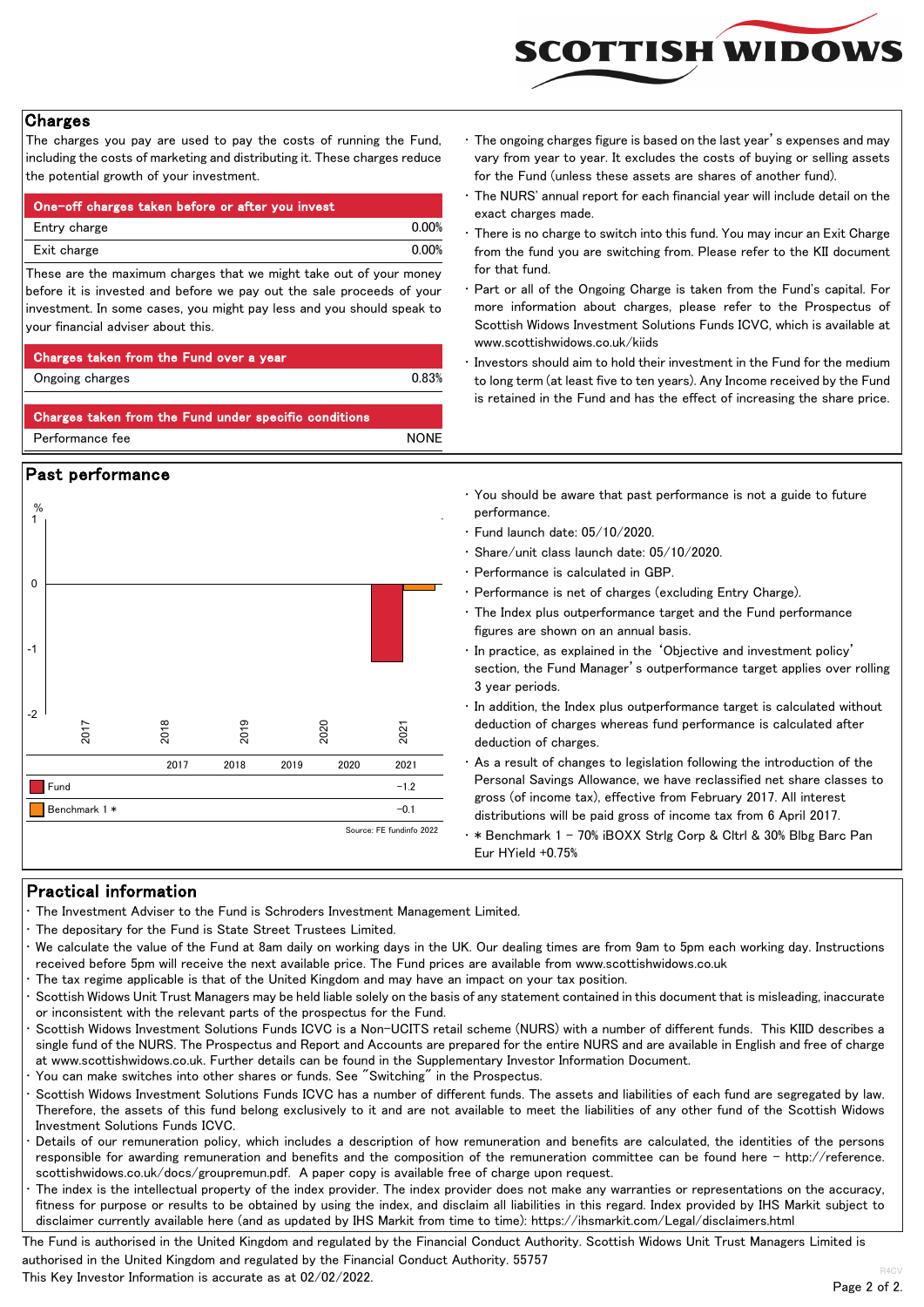## Charges

The charges you pay are used to pay the costs of running the Fund, including the costs of marketing and distributing it. These charges reduce the potential growth of your investment.

| One-off charges taken before or after you invest | |
|---|---|
| Entry charge | 0.00% |
| Exit charge | 0.00% |

These are the maximum charges that we might take out of your money before it is invested and before we pay out the sale proceeds of your investment. In some cases, you might pay less and you should speak to your financial adviser about this.

| Charges taken from the Fund over a year | |
|---|---|
| Ongoing charges | 0.83% |

| Charges taken from the Fund under specific conditions | |
|---|---|
| Performance fee | NONE |

- The ongoing charges figure is based on the last year's expenses and may vary from year to year. It excludes the costs of buying or selling assets for the Fund (unless these assets are shares of another fund).
- The NURS' annual report for each financial year will include detail on the exact charges made.
- There is no charge to switch into this fund. You may incur an Exit Charge from the fund you are switching from. Please refer to the KII document for that fund.
- Part or all of the Ongoing Charge is taken from the Fund's capital. For more information about charges, please refer to the Prospectus of Scottish Widows Investment Solutions Funds ICVC, which is available at www.scottishwidows.co.uk/kiids
- Investors should aim to hold their investment in the Fund for the medium to long term (at least five to ten years). Any Income received by the Fund is retained in the Fund and has the effect of increasing the share price.

## Past performance

%
1
0
-1
-2
2017 2018 2019 2020 2021

| | 2017 | 2018 | 2019 | 2020 | 2021 |
|---|---|---|---|---|---|
| Fund | | | | | -1.2 |
| Benchmark 1 * | | | | | -0.1 |

Source: FE fundinfo 2022

- You should be aware that past performance is not a guide to future performance.
- Fund launch date: 05/10/2020.
- Share/unit class launch date: 05/10/2020.
- Performance is calculated in GBP.
- Performance is net of charges (excluding Entry Charge).
- The Index plus outperformance target and the Fund performance figures are shown on an annual basis.
- In practice, as explained in the 'Objective and investment policy' section, the Fund Manager's outperformance target applies over rolling 3 year periods.
- In addition, the Index plus outperformance target is calculated without deduction of charges whereas fund performance is calculated after deduction of charges.
- As a result of changes to legislation following the introduction of the Personal Savings Allowance, we have reclassified net share classes to gross (of income tax), effective from February 2017. All interest distributions will be paid gross of income tax from 6 April 2017.
- * Benchmark 1 - 70% iBOXX Strlg Corp & Cltrl & 30% Blbg Barc Pan Eur HYield +0.75%

## Practical information

- The Investment Adviser to the Fund is Schroders Investment Management Limited.
- The depositary for the Fund is State Street Trustees Limited.
- We calculate the value of the Fund at 8am daily on working days in the UK. Our dealing times are from 9am to 5pm each working day. Instructions received before 5pm will receive the next available price. The Fund prices are available from www.scottishwidows.co.uk
- The tax regime applicable is that of the United Kingdom and may have an impact on your tax position.
- Scottish Widows Unit Trust Managers may be held liable solely on the basis of any statement contained in this document that is misleading, inaccurate or inconsistent with the relevant parts of the prospectus for the Fund.
- Scottish Widows Investment Solutions Funds ICVC is a Non-UCITS retail scheme (NURS) with a number of different funds. This KIID describes a single fund of the NURS. The Prospectus and Report and Accounts are prepared for the entire NURS and are available in English and free of charge at www.scottishwidows.co.uk. Further details can be found in the Supplementary Investor Information Document.
- You can make switches into other shares or funds. See "Switching" in the Prospectus.
- Scottish Widows Investment Solutions Funds ICVC has a number of different funds. The assets and liabilities of each fund are segregated by law. Therefore, the assets of this fund belong exclusively to it and are not available to meet the liabilities of any other fund of the Scottish Widows Investment Solutions Funds ICVC.
- Details of our remuneration policy, which includes a description of how remuneration and benefits are calculated, the identities of the persons responsible for awarding remuneration and benefits and the composition of the remuneration committee can be found here - http://reference.scottishwidows.co.uk/docs/grouppremun.pdf. A paper copy is available free of charge upon request.
- The index is the intellectual property of the index provider. The index provider does not make any warranties or representations on the accuracy, fitness for purpose or results to be obtained by using the index, and disclaim all liabilities in this regard. Index provided by IHS Markit subject to disclaimer currently available here (and as updated by IHS Markit from time to time): https://ihsmarkit.com/Legal/disclaimers.html

The Fund is authorised in the United Kingdom and regulated by the Financial Conduct Authority. Scottish Widows Unit Trust Managers Limited is authorised in the United Kingdom and regulated by the Financial Conduct Authority. 55757
This Key Investor Information is accurate as at 02/02/2022.